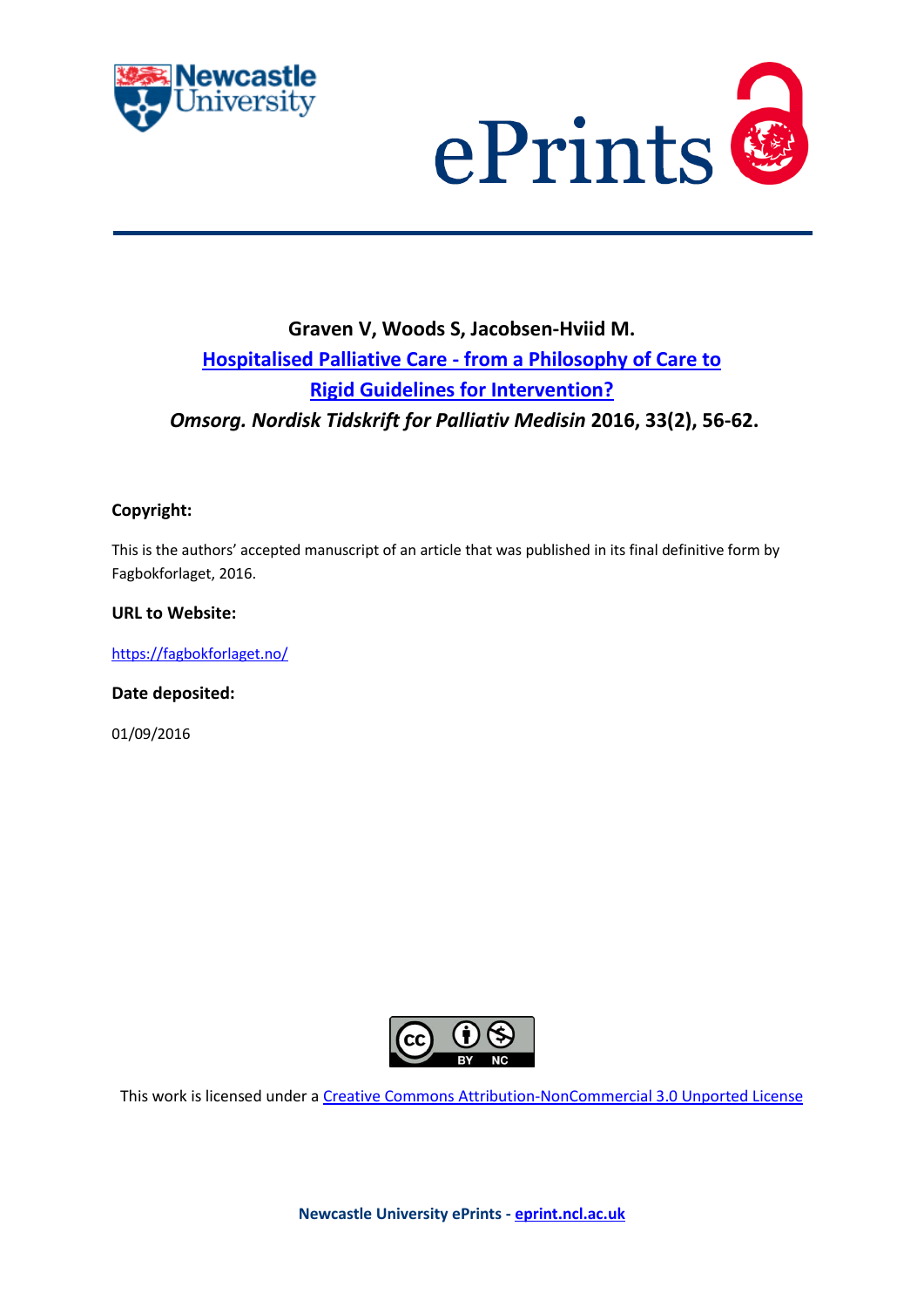Graven V, Woods S, Jacobsen-Hviid M.

[Hospitalised Palliative Care - from a Philosophy of Care to Rigid Guidelines for Intervention?](#)

*Omsorg. Nordisk Tidskrift for Palliativ Medisin* **2016, 33(2), 56-62.**

**Copyright:**

This is the authors' accepted manuscript of an article that was published in its final definitive form by Fagbokforlaget, 2016.

**URL to Website:**

https://fagbokforlaget.no/

**Date deposited:**

01/09/2016

This work is licensed under a Creative Commons Attribution-NonCommercial 3.0 Unported License

**Newcastle University ePrints - eprint.ncl.ac.uk**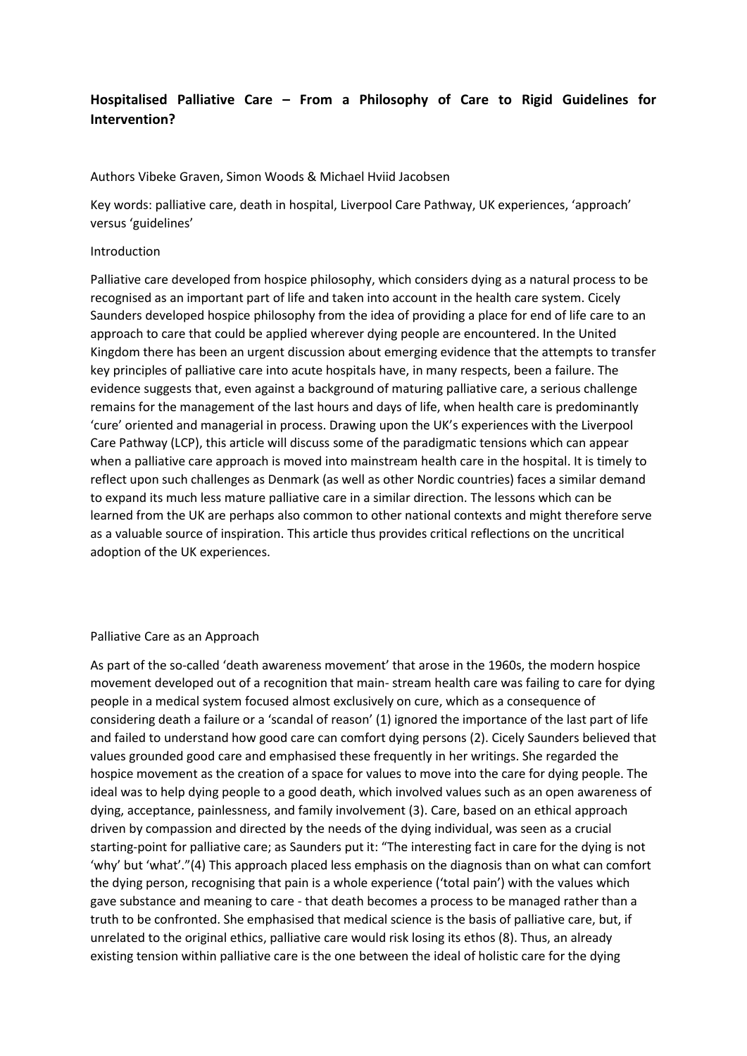## Hospitalised Palliative Care – From a Philosophy of Care to Rigid Guidelines for Intervention?

Authors Vibeke Graven, Simon Woods & Michael Hviid Jacobsen

Key words: palliative care, death in hospital, Liverpool Care Pathway, UK experiences, 'approach' versus 'guidelines'

### Introduction

Palliative care developed from hospice philosophy, which considers dying as a natural process to be recognised as an important part of life and taken into account in the health care system. Cicely Saunders developed hospice philosophy from the idea of providing a place for end of life care to an approach to care that could be applied wherever dying people are encountered. In the United Kingdom there has been an urgent discussion about emerging evidence that the attempts to transfer key principles of palliative care into acute hospitals have, in many respects, been a failure. The evidence suggests that, even against a background of maturing palliative care, a serious challenge remains for the management of the last hours and days of life, when health care is predominantly 'cure' oriented and managerial in process. Drawing upon the UK's experiences with the Liverpool Care Pathway (LCP), this article will discuss some of the paradigmatic tensions which can appear when a palliative care approach is moved into mainstream health care in the hospital. It is timely to reflect upon such challenges as Denmark (as well as other Nordic countries) faces a similar demand to expand its much less mature palliative care in a similar direction. The lessons which can be learned from the UK are perhaps also common to other national contexts and might therefore serve as a valuable source of inspiration. This article thus provides critical reflections on the uncritical adoption of the UK experiences.

### Palliative Care as an Approach

As part of the so-called 'death awareness movement' that arose in the 1960s, the modern hospice movement developed out of a recognition that main- stream health care was failing to care for dying people in a medical system focused almost exclusively on cure, which as a consequence of considering death a failure or a 'scandal of reason' (1) ignored the importance of the last part of life and failed to understand how good care can comfort dying persons (2). Cicely Saunders believed that values grounded good care and emphasised these frequently in her writings. She regarded the hospice movement as the creation of a space for values to move into the care for dying people. The ideal was to help dying people to a good death, which involved values such as an open awareness of dying, acceptance, painlessness, and family involvement (3). Care, based on an ethical approach driven by compassion and directed by the needs of the dying individual, was seen as a crucial starting-point for palliative care; as Saunders put it: "The interesting fact in care for the dying is not 'why' but 'what'."(4) This approach placed less emphasis on the diagnosis than on what can comfort the dying person, recognising that pain is a whole experience ('total pain') with the values which gave substance and meaning to care - that death becomes a process to be managed rather than a truth to be confronted. She emphasised that medical science is the basis of palliative care, but, if unrelated to the original ethics, palliative care would risk losing its ethos (8). Thus, an already existing tension within palliative care is the one between the ideal of holistic care for the dying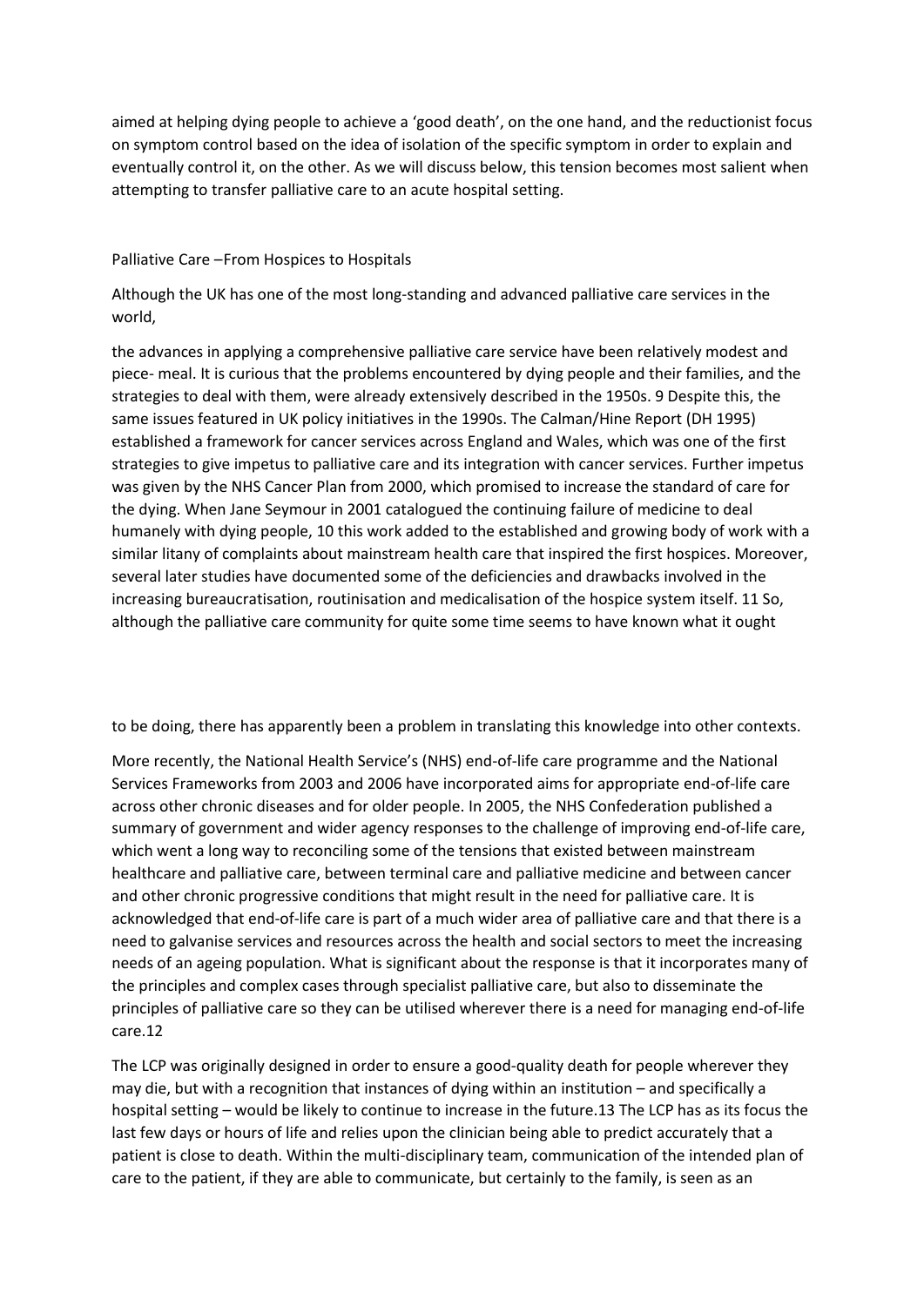aimed at helping dying people to achieve a 'good death', on the one hand, and the reductionist focus on symptom control based on the idea of isolation of the specific symptom in order to explain and eventually control it, on the other. As we will discuss below, this tension becomes most salient when attempting to transfer palliative care to an acute hospital setting.

## Palliative Care –From Hospices to Hospitals

Although the UK has one of the most long-standing and advanced palliative care services in the world,

the advances in applying a comprehensive palliative care service have been relatively modest and piece- meal. It is curious that the problems encountered by dying people and their families, and the strategies to deal with them, were already extensively described in the 1950s. 9 Despite this, the same issues featured in UK policy initiatives in the 1990s. The Calman/Hine Report (DH 1995) established a framework for cancer services across England and Wales, which was one of the first strategies to give impetus to palliative care and its integration with cancer services. Further impetus was given by the NHS Cancer Plan from 2000, which promised to increase the standard of care for the dying. When Jane Seymour in 2001 catalogued the continuing failure of medicine to deal humanely with dying people, 10 this work added to the established and growing body of work with a similar litany of complaints about mainstream health care that inspired the first hospices. Moreover, several later studies have documented some of the deficiencies and drawbacks involved in the increasing bureaucratisation, routinisation and medicalisation of the hospice system itself. 11 So, although the palliative care community for quite some time seems to have known what it ought

to be doing, there has apparently been a problem in translating this knowledge into other contexts.

More recently, the National Health Service's (NHS) end-of-life care programme and the National Services Frameworks from 2003 and 2006 have incorporated aims for appropriate end-of-life care across other chronic diseases and for older people. In 2005, the NHS Confederation published a summary of government and wider agency responses to the challenge of improving end-of-life care, which went a long way to reconciling some of the tensions that existed between mainstream healthcare and palliative care, between terminal care and palliative medicine and between cancer and other chronic progressive conditions that might result in the need for palliative care. It is acknowledged that end-of-life care is part of a much wider area of palliative care and that there is a need to galvanise services and resources across the health and social sectors to meet the increasing needs of an ageing population. What is significant about the response is that it incorporates many of the principles and complex cases through specialist palliative care, but also to disseminate the principles of palliative care so they can be utilised wherever there is a need for managing end-of-life care.12

The LCP was originally designed in order to ensure a good-quality death for people wherever they may die, but with a recognition that instances of dying within an institution – and specifically a hospital setting – would be likely to continue to increase in the future.13 The LCP has as its focus the last few days or hours of life and relies upon the clinician being able to predict accurately that a patient is close to death. Within the multi-disciplinary team, communication of the intended plan of care to the patient, if they are able to communicate, but certainly to the family, is seen as an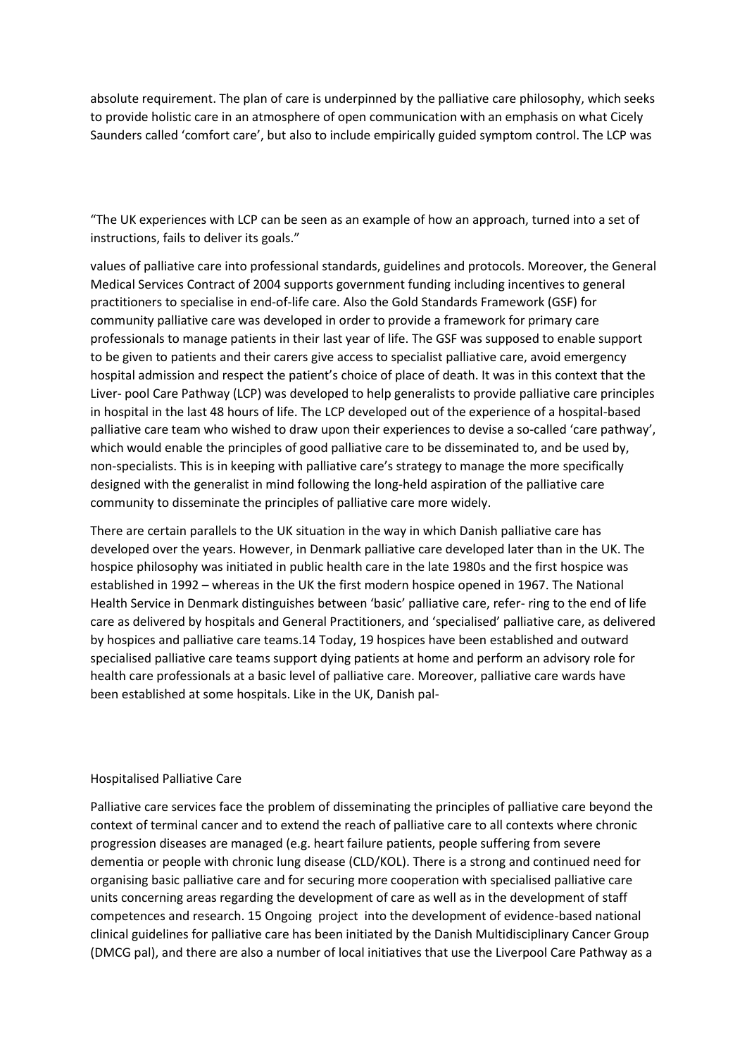absolute requirement. The plan of care is underpinned by the palliative care philosophy, which seeks to provide holistic care in an atmosphere of open communication with an emphasis on what Cicely Saunders called 'comfort care', but also to include empirically guided symptom control. The LCP was

"The UK experiences with LCP can be seen as an example of how an approach, turned into a set of instructions, fails to deliver its goals."

values of palliative care into professional standards, guidelines and protocols. Moreover, the General Medical Services Contract of 2004 supports government funding including incentives to general practitioners to specialise in end-of-life care. Also the Gold Standards Framework (GSF) for community palliative care was developed in order to provide a framework for primary care professionals to manage patients in their last year of life. The GSF was supposed to enable support to be given to patients and their carers give access to specialist palliative care, avoid emergency hospital admission and respect the patient's choice of place of death. It was in this context that the Liver- pool Care Pathway (LCP) was developed to help generalists to provide palliative care principles in hospital in the last 48 hours of life. The LCP developed out of the experience of a hospital-based palliative care team who wished to draw upon their experiences to devise a so-called 'care pathway', which would enable the principles of good palliative care to be disseminated to, and be used by, non-specialists. This is in keeping with palliative care's strategy to manage the more specifically designed with the generalist in mind following the long-held aspiration of the palliative care community to disseminate the principles of palliative care more widely.

There are certain parallels to the UK situation in the way in which Danish palliative care has developed over the years. However, in Denmark palliative care developed later than in the UK. The hospice philosophy was initiated in public health care in the late 1980s and the first hospice was established in 1992 – whereas in the UK the first modern hospice opened in 1967. The National Health Service in Denmark distinguishes between 'basic' palliative care, refer- ring to the end of life care as delivered by hospitals and General Practitioners, and 'specialised' palliative care, as delivered by hospices and palliative care teams.[14] Today, 19 hospices have been established and outward specialised palliative care teams support dying patients at home and perform an advisory role for health care professionals at a basic level of palliative care. Moreover, palliative care wards have been established at some hospitals. Like in the UK, Danish pal-

## Hospitalised Palliative Care

Palliative care services face the problem of disseminating the principles of palliative care beyond the context of terminal cancer and to extend the reach of palliative care to all contexts where chronic progression diseases are managed (e.g. heart failure patients, people suffering from severe dementia or people with chronic lung disease (CLD/KOL). There is a strong and continued need for organising basic palliative care and for securing more cooperation with specialised palliative care units concerning areas regarding the development of care as well as in the development of staff competences and research. [15] Ongoing project into the development of evidence-based national clinical guidelines for palliative care has been initiated by the Danish Multidisciplinary Cancer Group (DMCG pal), and there are also a number of local initiatives that use the Liverpool Care Pathway as a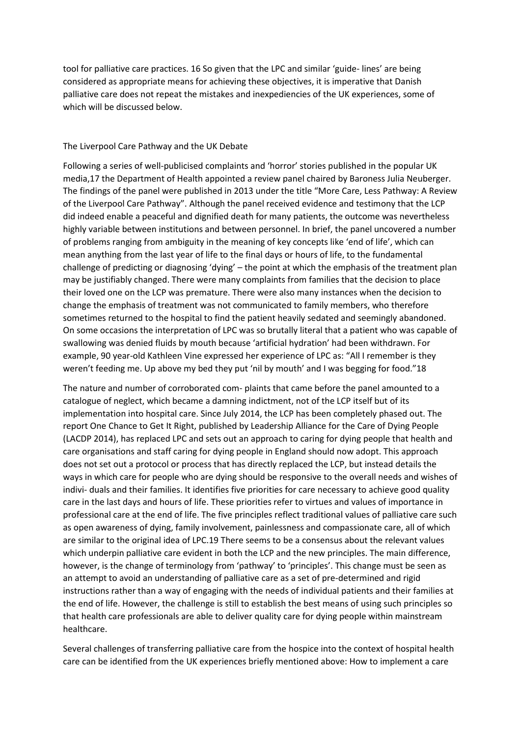tool for palliative care practices. 16 So given that the LPC and similar 'guide- lines' are being considered as appropriate means for achieving these objectives, it is imperative that Danish palliative care does not repeat the mistakes and inexpediencies of the UK experiences, some of which will be discussed below.

## The Liverpool Care Pathway and the UK Debate

Following a series of well-publicised complaints and 'horror' stories published in the popular UK media,17 the Department of Health appointed a review panel chaired by Baroness Julia Neuberger. The findings of the panel were published in 2013 under the title "More Care, Less Pathway: A Review of the Liverpool Care Pathway". Although the panel received evidence and testimony that the LCP did indeed enable a peaceful and dignified death for many patients, the outcome was nevertheless highly variable between institutions and between personnel. In brief, the panel uncovered a number of problems ranging from ambiguity in the meaning of key concepts like 'end of life', which can mean anything from the last year of life to the final days or hours of life, to the fundamental challenge of predicting or diagnosing 'dying' – the point at which the emphasis of the treatment plan may be justifiably changed. There were many complaints from families that the decision to place their loved one on the LCP was premature. There were also many instances when the decision to change the emphasis of treatment was not communicated to family members, who therefore sometimes returned to the hospital to find the patient heavily sedated and seemingly abandoned. On some occasions the interpretation of LPC was so brutally literal that a patient who was capable of swallowing was denied fluids by mouth because 'artificial hydration' had been withdrawn. For example, 90 year-old Kathleen Vine expressed her experience of LPC as: "All I remember is they weren't feeding me. Up above my bed they put 'nil by mouth' and I was begging for food."18

The nature and number of corroborated com- plaints that came before the panel amounted to a catalogue of neglect, which became a damning indictment, not of the LCP itself but of its implementation into hospital care. Since July 2014, the LCP has been completely phased out. The report One Chance to Get It Right, published by Leadership Alliance for the Care of Dying People (LACDP 2014), has replaced LPC and sets out an approach to caring for dying people that health and care organisations and staff caring for dying people in England should now adopt. This approach does not set out a protocol or process that has directly replaced the LCP, but instead details the ways in which care for people who are dying should be responsive to the overall needs and wishes of indivi- duals and their families. It identifies five priorities for care necessary to achieve good quality care in the last days and hours of life. These priorities refer to virtues and values of importance in professional care at the end of life. The five principles reflect traditional values of palliative care such as open awareness of dying, family involvement, painlessness and compassionate care, all of which are similar to the original idea of LPC.19 There seems to be a consensus about the relevant values which underpin palliative care evident in both the LCP and the new principles. The main difference, however, is the change of terminology from 'pathway' to 'principles'. This change must be seen as an attempt to avoid an understanding of palliative care as a set of pre-determined and rigid instructions rather than a way of engaging with the needs of individual patients and their families at the end of life. However, the challenge is still to establish the best means of using such principles so that health care professionals are able to deliver quality care for dying people within mainstream healthcare.

Several challenges of transferring palliative care from the hospice into the context of hospital health care can be identified from the UK experiences briefly mentioned above: How to implement a care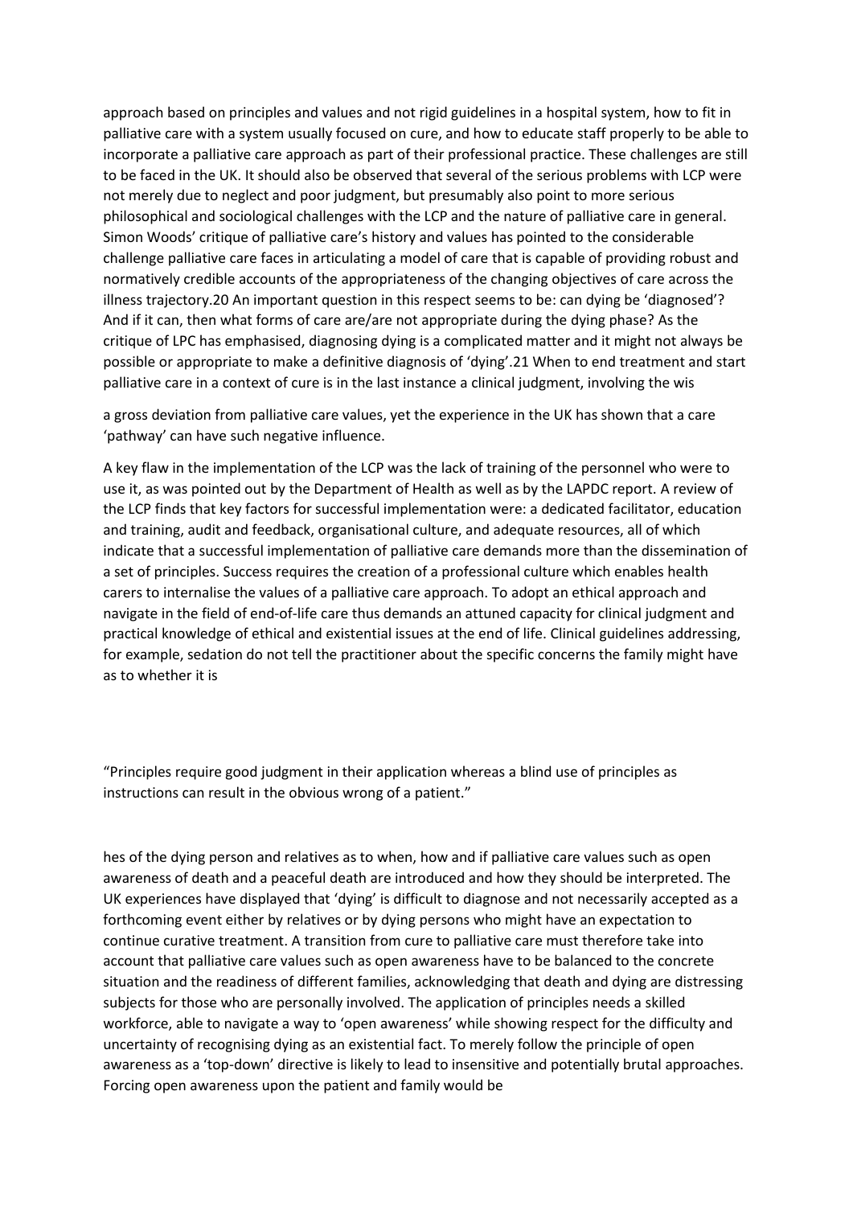approach based on principles and values and not rigid guidelines in a hospital system, how to fit in palliative care with a system usually focused on cure, and how to educate staff properly to be able to incorporate a palliative care approach as part of their professional practice. These challenges are still to be faced in the UK. It should also be observed that several of the serious problems with LCP were not merely due to neglect and poor judgment, but presumably also point to more serious philosophical and sociological challenges with the LCP and the nature of palliative care in general. Simon Woods' critique of palliative care's history and values has pointed to the considerable challenge palliative care faces in articulating a model of care that is capable of providing robust and normatively credible accounts of the appropriateness of the changing objectives of care across the illness trajectory.[20] An important question in this respect seems to be: can dying be 'diagnosed'? And if it can, then what forms of care are/are not appropriate during the dying phase? As the critique of LPC has emphasised, diagnosing dying is a complicated matter and it might not always be possible or appropriate to make a definitive diagnosis of 'dying'.[21] When to end treatment and start palliative care in a context of cure is in the last instance a clinical judgment, involving the wishes of the dying person and relatives as to when, how and if palliative care values such as open awareness of death and a peaceful death are introduced and how they should be interpreted. The UK experiences have displayed that 'dying' is difficult to diagnose and not necessarily accepted as a forthcoming event either by relatives or by dying persons who might have an expectation to continue curative treatment. A transition from cure to palliative care must therefore take into account that palliative care values such as open awareness have to be balanced to the concrete situation and the readiness of different families, acknowledging that death and dying are distressing subjects for those who are personally involved. The application of principles needs a skilled workforce, able to navigate a way to 'open awareness' while showing respect for the difficulty and uncertainty of recognising dying as an existential fact. To merely follow the principle of open awareness as a 'top-down' directive is likely to lead to insensitive and potentially brutal approaches. Forcing open awareness upon the patient and family would be a gross deviation from palliative care values, yet the experience in the UK has shown that a care 'pathway' can have such negative influence.

"Principles require good judgment in their application whereas a blind use of principles as instructions can result in the obvious wrong of a patient."

A key flaw in the implementation of the LCP was the lack of training of the personnel who were to use it, as was pointed out by the Department of Health as well as by the LAPDC report. A review of the LCP finds that key factors for successful implementation were: a dedicated facilitator, education and training, audit and feedback, organisational culture, and adequate resources, all of which indicate that a successful implementation of palliative care demands more than the dissemination of a set of principles. Success requires the creation of a professional culture which enables health carers to internalise the values of a palliative care approach. To adopt an ethical approach and navigate in the field of end-of-life care thus demands an attuned capacity for clinical judgment and practical knowledge of ethical and existential issues at the end of life. Clinical guidelines addressing, for example, sedation do not tell the practitioner about the specific concerns the family might have as to whether it is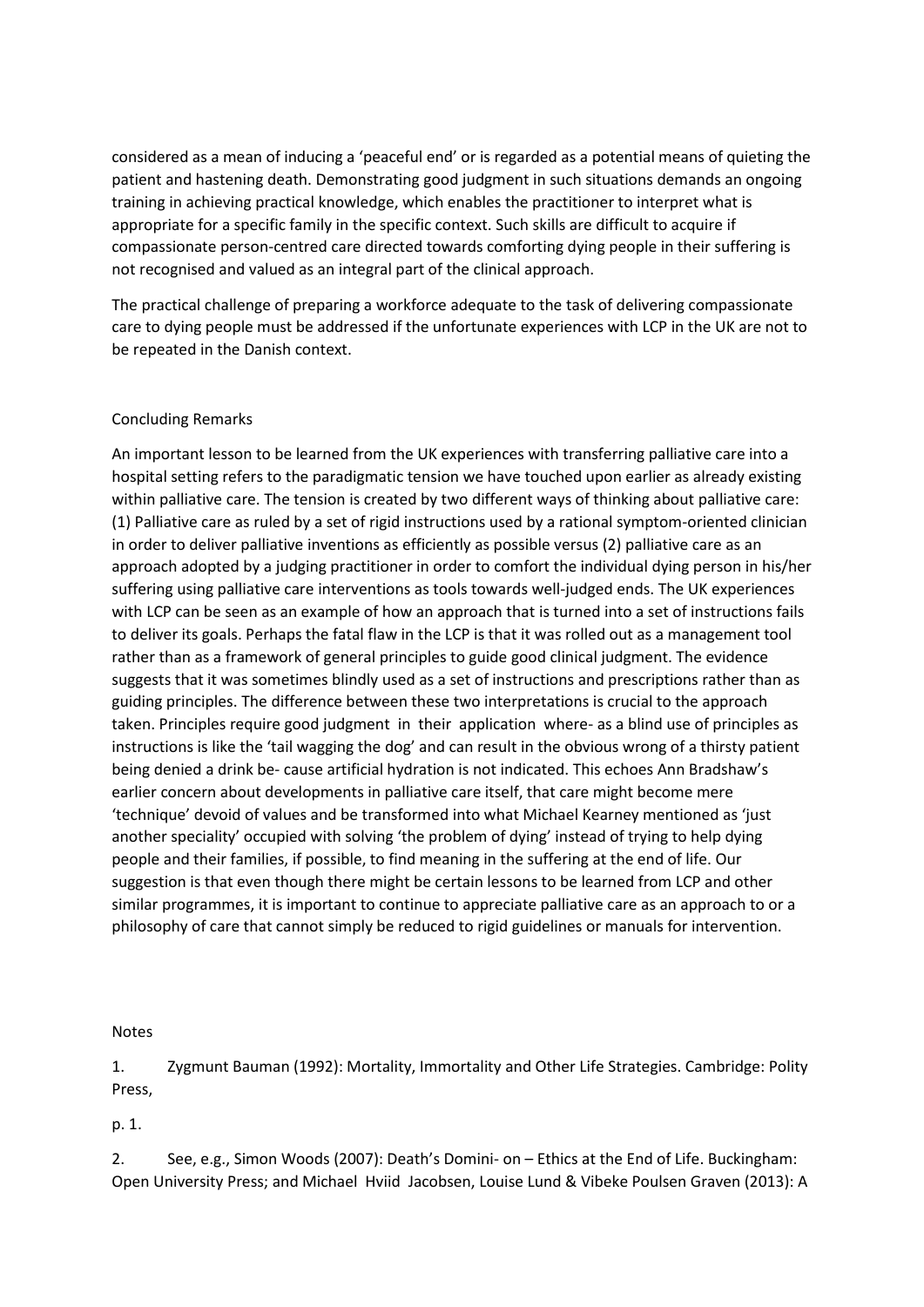considered as a mean of inducing a 'peaceful end' or is regarded as a potential means of quieting the patient and hastening death. Demonstrating good judgment in such situations demands an ongoing training in achieving practical knowledge, which enables the practitioner to interpret what is appropriate for a specific family in the specific context. Such skills are difficult to acquire if compassionate person-centred care directed towards comforting dying people in their suffering is not recognised and valued as an integral part of the clinical approach.

The practical challenge of preparing a workforce adequate to the task of delivering compassionate care to dying people must be addressed if the unfortunate experiences with LCP in the UK are not to be repeated in the Danish context.

## Concluding Remarks

An important lesson to be learned from the UK experiences with transferring palliative care into a hospital setting refers to the paradigmatic tension we have touched upon earlier as already existing within palliative care. The tension is created by two different ways of thinking about palliative care: (1) Palliative care as ruled by a set of rigid instructions used by a rational symptom-oriented clinician in order to deliver palliative inventions as efficiently as possible versus (2) palliative care as an approach adopted by a judging practitioner in order to comfort the individual dying person in his/her suffering using palliative care interventions as tools towards well-judged ends. The UK experiences with LCP can be seen as an example of how an approach that is turned into a set of instructions fails to deliver its goals. Perhaps the fatal flaw in the LCP is that it was rolled out as a management tool rather than as a framework of general principles to guide good clinical judgment. The evidence suggests that it was sometimes blindly used as a set of instructions and prescriptions rather than as guiding principles. The difference between these two interpretations is crucial to the approach taken. Principles require good judgment in their application where- as a blind use of principles as instructions is like the 'tail wagging the dog' and can result in the obvious wrong of a thirsty patient being denied a drink be- cause artificial hydration is not indicated. This echoes Ann Bradshaw's earlier concern about developments in palliative care itself, that care might become mere 'technique' devoid of values and be transformed into what Michael Kearney mentioned as 'just another speciality' occupied with solving 'the problem of dying' instead of trying to help dying people and their families, if possible, to find meaning in the suffering at the end of life. Our suggestion is that even though there might be certain lessons to be learned from LCP and other similar programmes, it is important to continue to appreciate palliative care as an approach to or a philosophy of care that cannot simply be reduced to rigid guidelines or manuals for intervention.

## Notes

1. Zygmunt Bauman (1992): Mortality, Immortality and Other Life Strategies. Cambridge: Polity Press,

p. 1.

2. See, e.g., Simon Woods (2007): Death's Domini- on – Ethics at the End of Life. Buckingham: Open University Press; and Michael Hviid Jacobsen, Louise Lund & Vibeke Poulsen Graven (2013): A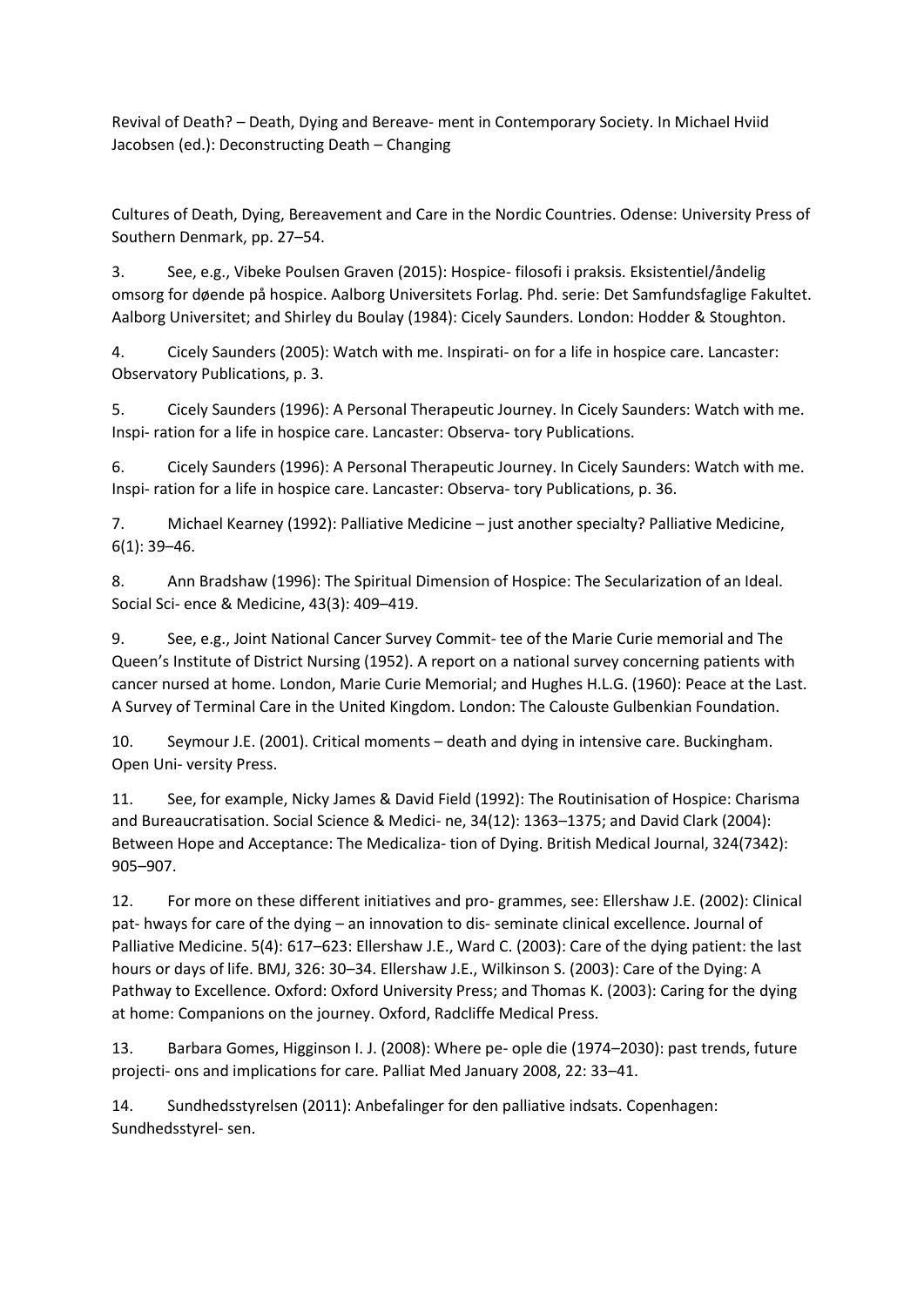Revival of Death? – Death, Dying and Bereave- ment in Contemporary Society. In Michael Hviid Jacobsen (ed.): Deconstructing Death – Changing

Cultures of Death, Dying, Bereavement and Care in the Nordic Countries. Odense: University Press of Southern Denmark, pp. 27–54.

3. See, e.g., Vibeke Poulsen Graven (2015): Hospice- filosofi i praksis. Eksistentiel/åndelig omsorg for døende på hospice. Aalborg Universitets Forlag. Phd. serie: Det Samfundsfaglige Fakultet. Aalborg Universitet; and Shirley du Boulay (1984): Cicely Saunders. London: Hodder & Stoughton.

4. Cicely Saunders (2005): Watch with me. Inspirati- on for a life in hospice care. Lancaster: Observatory Publications, p. 3.

5. Cicely Saunders (1996): A Personal Therapeutic Journey. In Cicely Saunders: Watch with me. Inspi- ration for a life in hospice care. Lancaster: Observa- tory Publications.

6. Cicely Saunders (1996): A Personal Therapeutic Journey. In Cicely Saunders: Watch with me. Inspi- ration for a life in hospice care. Lancaster: Observa- tory Publications, p. 36.

7. Michael Kearney (1992): Palliative Medicine – just another specialty? Palliative Medicine, 6(1): 39–46.

8. Ann Bradshaw (1996): The Spiritual Dimension of Hospice: The Secularization of an Ideal. Social Sci- ence & Medicine, 43(3): 409–419.

9. See, e.g., Joint National Cancer Survey Commit- tee of the Marie Curie memorial and The Queen's Institute of District Nursing (1952). A report on a national survey concerning patients with cancer nursed at home. London, Marie Curie Memorial; and Hughes H.L.G. (1960): Peace at the Last. A Survey of Terminal Care in the United Kingdom. London: The Calouste Gulbenkian Foundation.

10. Seymour J.E. (2001). Critical moments – death and dying in intensive care. Buckingham. Open Uni- versity Press.

11. See, for example, Nicky James & David Field (1992): The Routinisation of Hospice: Charisma and Bureaucratisation. Social Science & Medici- ne, 34(12): 1363–1375; and David Clark (2004): Between Hope and Acceptance: The Medicaliza- tion of Dying. British Medical Journal, 324(7342): 905–907.

12. For more on these different initiatives and pro- grammes, see: Ellershaw J.E. (2002): Clinical pat- hways for care of the dying – an innovation to dis- seminate clinical excellence. Journal of Palliative Medicine. 5(4): 617–623: Ellershaw J.E., Ward C. (2003): Care of the dying patient: the last hours or days of life. BMJ, 326: 30–34. Ellershaw J.E., Wilkinson S. (2003): Care of the Dying: A Pathway to Excellence. Oxford: Oxford University Press; and Thomas K. (2003): Caring for the dying at home: Companions on the journey. Oxford, Radcliffe Medical Press.

13. Barbara Gomes, Higginson I. J. (2008): Where pe- ople die (1974–2030): past trends, future projecti- ons and implications for care. Palliat Med January 2008, 22: 33–41.

14. Sundhedsstyrelsen (2011): Anbefalinger for den palliative indsats. Copenhagen: Sundhedsstyrel- sen.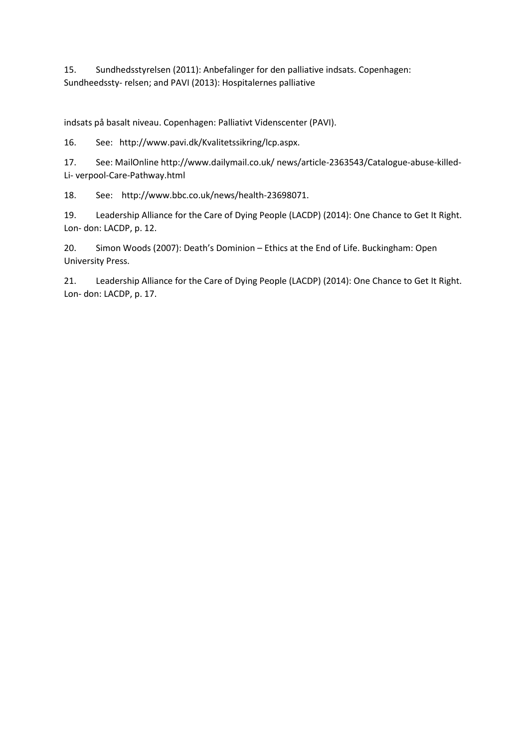15. Sundhedsstyrelsen (2011): Anbefalinger for den palliative indsats. Copenhagen: Sundheedssty- relsen; and PAVI (2013): Hospitalernes palliative

indsats på basalt niveau. Copenhagen: Palliativt Videnscenter (PAVI).

16. See: http://www.pavi.dk/Kvalitetssikring/lcp.aspx.

17. See: MailOnline http://www.dailymail.co.uk/ news/article-2363543/Catalogue-abuse-killed-Li- verpool-Care-Pathway.html

18. See: http://www.bbc.co.uk/news/health-23698071.

19. Leadership Alliance for the Care of Dying People (LACDP) (2014): One Chance to Get It Right. Lon- don: LACDP, p. 12.

20. Simon Woods (2007): Death's Dominion – Ethics at the End of Life. Buckingham: Open University Press.

21. Leadership Alliance for the Care of Dying People (LACDP) (2014): One Chance to Get It Right. Lon- don: LACDP, p. 17.